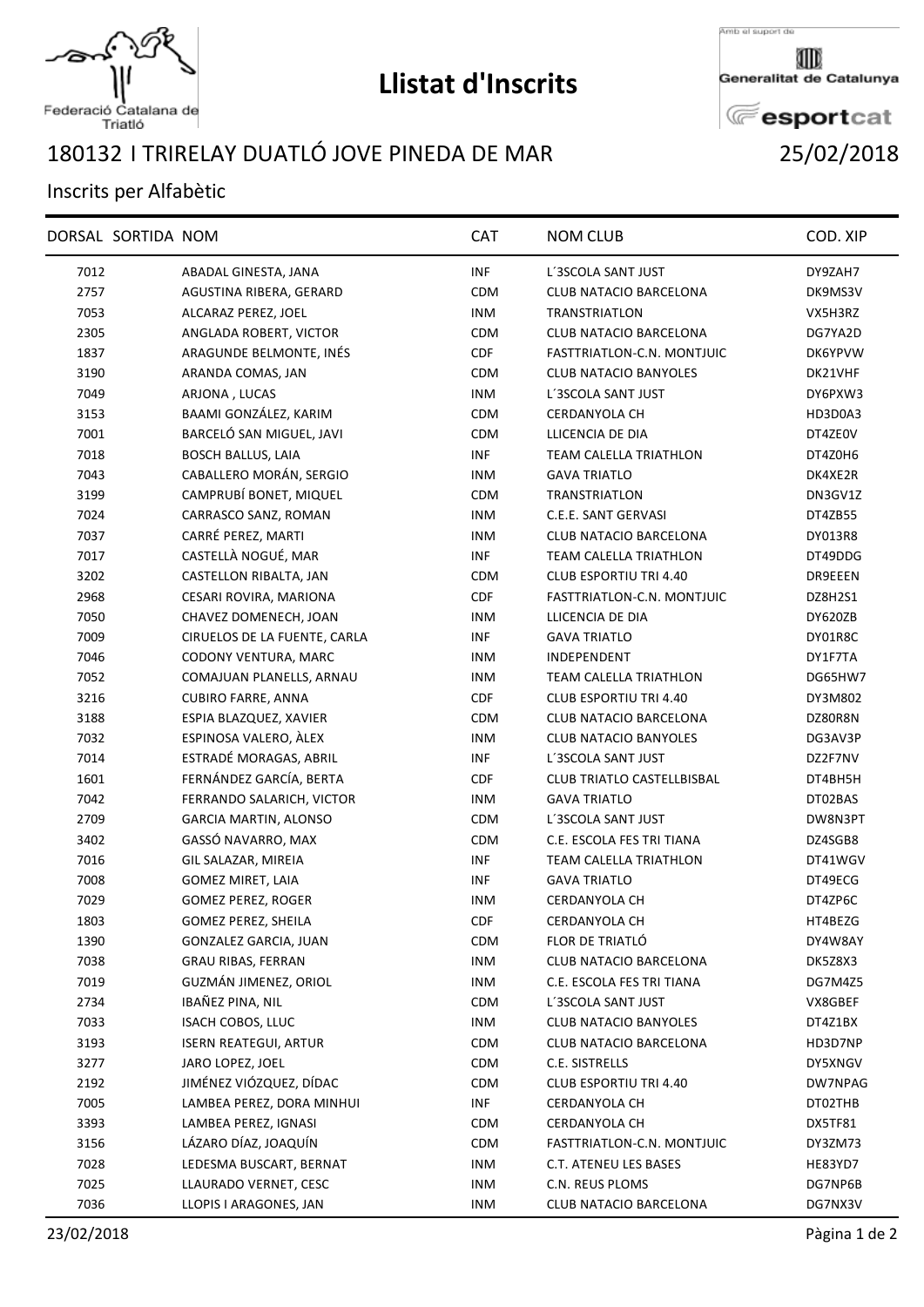# Llistat d'Inscrits

Federació Catalana de Triatló

Amb el suport de Generalitat de Catalunya esportcat

## 180132 I TRIRELAY DUATLÓ JOVE PINEDA DE MAR 25/02/2018

Inscrits per Alfabètic

| DORSAL | SORTIDA | NOM | CAT | NOM CLUB | COD. XIP |
|---|---|---|---|---|---|
| 7012 | | ABADAL GINESTA, JANA | INF | L´3SCOLA SANT JUST | DY9ZAH7 |
| 2757 | | AGUSTINA RIBERA, GERARD | CDM | CLUB NATACIO BARCELONA | DK9MS3V |
| 7053 | | ALCARAZ PEREZ, JOEL | INM | TRANSTRIATLON | VX5H3RZ |
| 2305 | | ANGLADA ROBERT, VICTOR | CDM | CLUB NATACIO BARCELONA | DG7YA2D |
| 1837 | | ARAGUNDE BELMONTE, INÉS | CDF | FASTTRIATLON-C.N. MONTJUIC | DK6YPVW |
| 3190 | | ARANDA COMAS, JAN | CDM | CLUB NATACIO BANYOLES | DK21VHF |
| 7049 | | ARJONA , LUCAS | INM | L´3SCOLA SANT JUST | DY6PXW3 |
| 3153 | | BAAMI GONZÁLEZ, KARIM | CDM | CERDANYOLA CH | HD3D0A3 |
| 7001 | | BARCELÓ SAN MIGUEL, JAVI | CDM | LLICENCIA DE DIA | DT4ZE0V |
| 7018 | | BOSCH BALLUS, LAIA | INF | TEAM CALELLA TRIATHLON | DT4Z0H6 |
| 7043 | | CABALLERO MORÁN, SERGIO | INM | GAVA TRIATLO | DK4XE2R |
| 3199 | | CAMPRUBÍ BONET, MIQUEL | CDM | TRANSTRIATLON | DN3GV1Z |
| 7024 | | CARRASCO SANZ, ROMAN | INM | C.E.E. SANT GERVASI | DT4ZB55 |
| 7037 | | CARRÉ PEREZ, MARTI | INM | CLUB NATACIO BARCELONA | DY013R8 |
| 7017 | | CASTELLÀ NOGUÉ, MAR | INF | TEAM CALELLA TRIATHLON | DT49DDG |
| 3202 | | CASTELLON RIBALTA, JAN | CDM | CLUB ESPORTIU TRI 4.40 | DR9EEEN |
| 2968 | | CESARI ROVIRA, MARIONA | CDF | FASTTRIATLON-C.N. MONTJUIC | DZ8H2S1 |
| 7050 | | CHAVEZ DOMENECH, JOAN | INM | LLICENCIA DE DIA | DY620ZB |
| 7009 | | CIRUELOS DE LA FUENTE, CARLA | INF | GAVA TRIATLO | DY01R8C |
| 7046 | | CODONY VENTURA, MARC | INM | INDEPENDENT | DY1F7TA |
| 7052 | | COMAJUAN PLANELLS, ARNAU | INM | TEAM CALELLA TRIATHLON | DG65HW7 |
| 3216 | | CUBIRO FARRE, ANNA | CDF | CLUB ESPORTIU TRI 4.40 | DY3M802 |
| 3188 | | ESPIA BLAZQUEZ, XAVIER | CDM | CLUB NATACIO BARCELONA | DZ80R8N |
| 7032 | | ESPINOSA VALERO, ÀLEX | INM | CLUB NATACIO BANYOLES | DG3AV3P |
| 7014 | | ESTRADÉ MORAGAS, ABRIL | INF | L´3SCOLA SANT JUST | DZ2F7NV |
| 1601 | | FERNÁNDEZ GARCÍA, BERTA | CDF | CLUB TRIATLO CASTELLBISBAL | DT4BH5H |
| 7042 | | FERRANDO SALARICH, VICTOR | INM | GAVA TRIATLO | DT02BAS |
| 2709 | | GARCIA MARTIN, ALONSO | CDM | L´3SCOLA SANT JUST | DW8N3PT |
| 3402 | | GASSÓ NAVARRO, MAX | CDM | C.E. ESCOLA FES TRI TIANA | DZ4SGB8 |
| 7016 | | GIL SALAZAR, MIREIA | INF | TEAM CALELLA TRIATHLON | DT41WGV |
| 7008 | | GOMEZ MIRET, LAIA | INF | GAVA TRIATLO | DT49ECG |
| 7029 | | GOMEZ PEREZ, ROGER | INM | CERDANYOLA CH | DT4ZP6C |
| 1803 | | GOMEZ PEREZ, SHEILA | CDF | CERDANYOLA CH | HT4BEZG |
| 1390 | | GONZALEZ GARCIA, JUAN | CDM | FLOR DE TRIATLÓ | DY4W8AY |
| 7038 | | GRAU RIBAS, FERRAN | INM | CLUB NATACIO BARCELONA | DK5Z8X3 |
| 7019 | | GUZMÁN JIMENEZ, ORIOL | INM | C.E. ESCOLA FES TRI TIANA | DG7M4Z5 |
| 2734 | | IBAÑEZ PINA, NIL | CDM | L´3SCOLA SANT JUST | VX8GBEF |
| 7033 | | ISACH COBOS, LLUC | INM | CLUB NATACIO BANYOLES | DT4Z1BX |
| 3193 | | ISERN REATEGUI, ARTUR | CDM | CLUB NATACIO BARCELONA | HD3D7NP |
| 3277 | | JARO LOPEZ, JOEL | CDM | C.E. SISTRELLS | DY5XNGV |
| 2192 | | JIMÉNEZ VIÓZQUEZ, DÍDAC | CDM | CLUB ESPORTIU TRI 4.40 | DW7NPAG |
| 7005 | | LAMBEA PEREZ, DORA MINHUI | INF | CERDANYOLA CH | DT02THB |
| 3393 | | LAMBEA PEREZ, IGNASI | CDM | CERDANYOLA CH | DX5TF81 |
| 3156 | | LÁZARO DÍAZ, JOAQUÍN | CDM | FASTTRIATLON-C.N. MONTJUIC | DY3ZM73 |
| 7028 | | LEDESMA BUSCART, BERNAT | INM | C.T. ATENEU LES BASES | HE83YD7 |
| 7025 | | LLAURADO VERNET, CESC | INM | C.N. REUS PLOMS | DG7NP6B |
| 7036 | | LLOPIS I ARAGONES, JAN | INM | CLUB NATACIO BARCELONA | DG7NX3V |

23/02/2018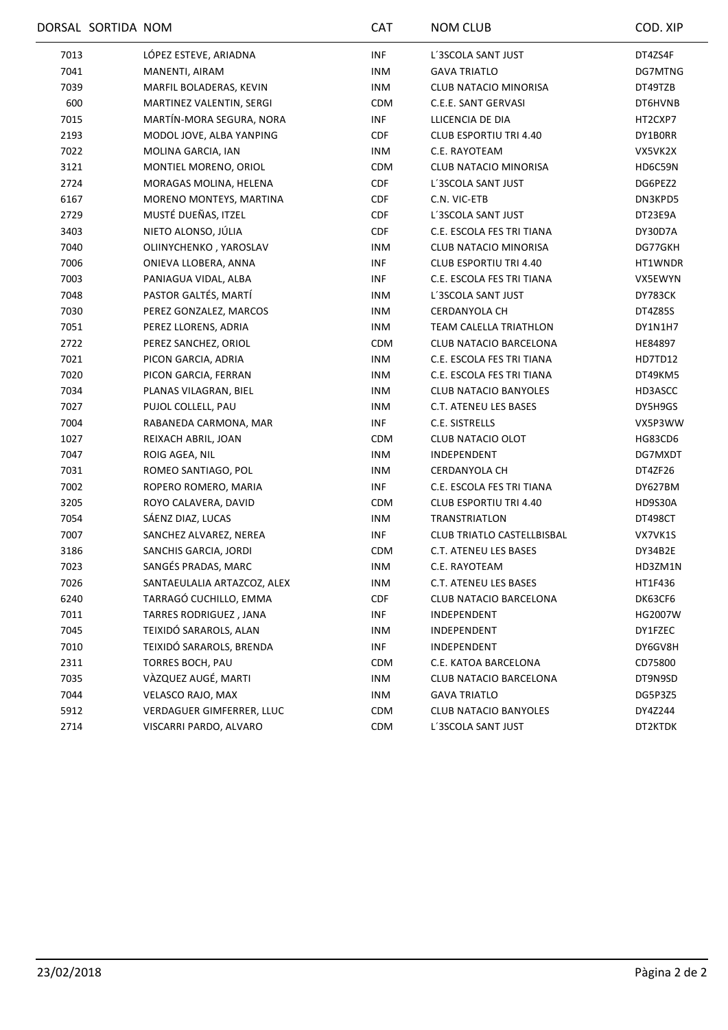| DORSAL | SORTIDA | NOM | CAT | NOM CLUB | COD. XIP |
|---|---|---|---|---|---|
| 7013 | | LÓPEZ ESTEVE, ARIADNA | INF | L´3SCOLA SANT JUST | DT4ZS4F |
| 7041 | | MANENTI, AIRAM | INM | GAVA TRIATLO | DG7MTNG |
| 7039 | | MARFIL BOLADERAS, KEVIN | INM | CLUB NATACIO MINORISA | DT49TZB |
| 600 | | MARTINEZ VALENTIN, SERGI | CDM | C.E.E. SANT GERVASI | DT6HVNB |
| 7015 | | MARTÍN-MORA SEGURA, NORA | INF | LLICENCIA DE DIA | HT2CXP7 |
| 2193 | | MODOL JOVE, ALBA YANPING | CDF | CLUB ESPORTIU TRI 4.40 | DY1B0RR |
| 7022 | | MOLINA GARCIA, IAN | INM | C.E. RAYOTEAM | VX5VK2X |
| 3121 | | MONTIEL MORENO, ORIOL | CDM | CLUB NATACIO MINORISA | HD6C59N |
| 2724 | | MORAGAS MOLINA, HELENA | CDF | L´3SCOLA SANT JUST | DG6PEZ2 |
| 6167 | | MORENO MONTEYS, MARTINA | CDF | C.N. VIC-ETB | DN3KPD5 |
| 2729 | | MUSTÉ DUEÑAS, ITZEL | CDF | L´3SCOLA SANT JUST | DT23E9A |
| 3403 | | NIETO ALONSO, JÚLIA | CDF | C.E. ESCOLA FES TRI TIANA | DY30D7A |
| 7040 | | OLIINYCHENKO , YAROSLAV | INM | CLUB NATACIO MINORISA | DG77GKH |
| 7006 | | ONIEVA LLOBERA, ANNA | INF | CLUB ESPORTIU TRI 4.40 | HT1WNDR |
| 7003 | | PANIAGUA VIDAL, ALBA | INF | C.E. ESCOLA FES TRI TIANA | VX5EWYN |
| 7048 | | PASTOR GALTÉS, MARTÍ | INM | L´3SCOLA SANT JUST | DY783CK |
| 7030 | | PEREZ GONZALEZ, MARCOS | INM | CERDANYOLA CH | DT4Z85S |
| 7051 | | PEREZ LLORENS, ADRIA | INM | TEAM CALELLA TRIATHLON | DY1N1H7 |
| 2722 | | PEREZ SANCHEZ, ORIOL | CDM | CLUB NATACIO BARCELONA | HE84897 |
| 7021 | | PICON GARCIA, ADRIA | INM | C.E. ESCOLA FES TRI TIANA | HD7TD12 |
| 7020 | | PICON GARCIA, FERRAN | INM | C.E. ESCOLA FES TRI TIANA | DT49KM5 |
| 7034 | | PLANAS VILAGRAN, BIEL | INM | CLUB NATACIO BANYOLES | HD3ASCC |
| 7027 | | PUJOL COLLELL, PAU | INM | C.T. ATENEU LES BASES | DY5H9GS |
| 7004 | | RABANEDA CARMONA, MAR | INF | C.E. SISTRELLS | VX5P3WW |
| 1027 | | REIXACH ABRIL, JOAN | CDM | CLUB NATACIO OLOT | HG83CD6 |
| 7047 | | ROIG AGEA, NIL | INM | INDEPENDENT | DG7MXDT |
| 7031 | | ROMEO SANTIAGO, POL | INM | CERDANYOLA CH | DT4ZF26 |
| 7002 | | ROPERO ROMERO, MARIA | INF | C.E. ESCOLA FES TRI TIANA | DY627BM |
| 3205 | | ROYO CALAVERA, DAVID | CDM | CLUB ESPORTIU TRI 4.40 | HD9S30A |
| 7054 | | SÁENZ DIAZ, LUCAS | INM | TRANSTRIATLON | DT498CT |
| 7007 | | SANCHEZ ALVAREZ, NEREA | INF | CLUB TRIATLO CASTELLBISBAL | VX7VK1S |
| 3186 | | SANCHIS GARCIA, JORDI | CDM | C.T. ATENEU LES BASES | DY34B2E |
| 7023 | | SANGÉS PRADAS, MARC | INM | C.E. RAYOTEAM | HD3ZM1N |
| 7026 | | SANTAEULALIA ARTAZCOZ, ALEX | INM | C.T. ATENEU LES BASES | HT1F436 |
| 6240 | | TARRAGÓ CUCHILLO, EMMA | CDF | CLUB NATACIO BARCELONA | DK63CF6 |
| 7011 | | TARRES RODRIGUEZ , JANA | INF | INDEPENDENT | HG2007W |
| 7045 | | TEIXIDÓ SARAROLS, ALAN | INM | INDEPENDENT | DY1FZEC |
| 7010 | | TEIXIDÓ SARAROLS, BRENDA | INF | INDEPENDENT | DY6GV8H |
| 2311 | | TORRES BOCH, PAU | CDM | C.E. KATOA BARCELONA | CD75800 |
| 7035 | | VÀZQUEZ AUGÉ, MARTI | INM | CLUB NATACIO BARCELONA | DT9N9SD |
| 7044 | | VELASCO RAJO, MAX | INM | GAVA TRIATLO | DG5P3Z5 |
| 5912 | | VERDAGUER GIMFERRER, LLUC | CDM | CLUB NATACIO BANYOLES | DY4Z244 |
| 2714 | | VISCARRI PARDO, ALVARO | CDM | L´3SCOLA SANT JUST | DT2KTDK |

23/02/2018